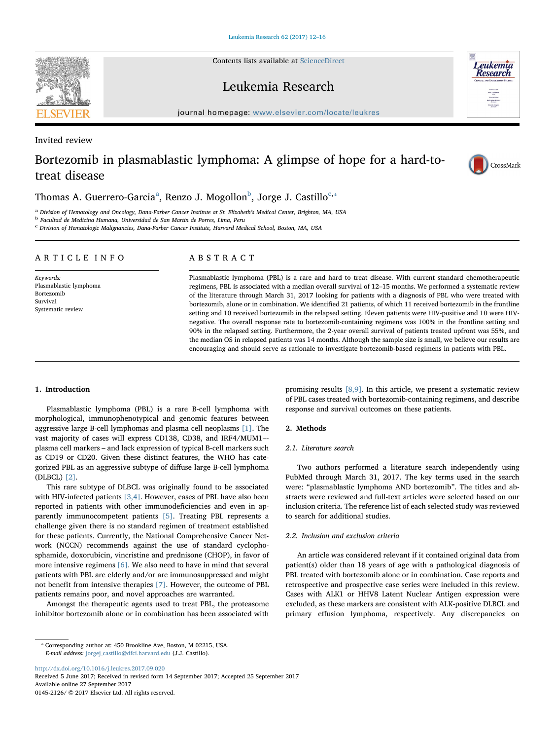Invited review

# Bortezomib in plasmablastic lymphoma: A glimpse of hope for a hard-to-treat disease

Thomas A. Guerrero-Garcia[a], Renzo J. Mogollon[b], Jorge J. Castillo[c,*]

[a] Division of Hematology and Oncology, Dana-Farber Cancer Institute at St. Elizabeth's Medical Center, Brighton, MA, USA
[b] Facultad de Medicina Humana, Universidad de San Martin de Porres, Lima, Peru
[c] Division of Hematologic Malignancies, Dana-Farber Cancer Institute, Harvard Medical School, Boston, MA, USA

## ARTICLE INFO

*Keywords:*
Plasmablastic lymphoma
Bortezomib
Survival
Systematic review

## ABSTRACT

Plasmablastic lymphoma (PBL) is a rare and hard to treat disease. With current standard chemotherapeutic regimens, PBL is associated with a median overall survival of 12–15 months. We performed a systematic review of the literature through March 31, 2017 looking for patients with a diagnosis of PBL who were treated with bortezomib, alone or in combination. We identified 21 patients, of which 11 received bortezomib in the frontline setting and 10 received bortezomib in the relapsed setting. Eleven patients were HIV-positive and 10 were HIV-negative. The overall response rate to bortezomib-containing regimens was 100% in the frontline setting and 90% in the relapsed setting. Furthermore, the 2-year overall survival of patients treated upfront was 55%, and the median OS in relapsed patients was 14 months. Although the sample size is small, we believe our results are encouraging and should serve as rationale to investigate bortezomib-based regimens in patients with PBL.

## 1. Introduction

Plasmablastic lymphoma (PBL) is a rare B-cell lymphoma with morphological, immunophenotypical and genomic features between aggressive large B-cell lymphomas and plasma cell neoplasms [1]. The vast majority of cases will express CD138, CD38, and IRF4/MUM1–-plasma cell markers – and lack expression of typical B-cell markers such as CD19 or CD20. Given these distinct features, the WHO has categorized PBL as an aggressive subtype of diffuse large B-cell lymphoma (DLBCL) [2].

This rare subtype of DLBCL was originally found to be associated with HIV-infected patients [3,4]. However, cases of PBL have also been reported in patients with other immunodeficiencies and even in apparently immunocompetent patients [5]. Treating PBL represents a challenge given there is no standard regimen of treatment established for these patients. Currently, the National Comprehensive Cancer Network (NCCN) recommends against the use of standard cyclophosphamide, doxorubicin, vincristine and prednisone (CHOP), in favor of more intensive regimens [6]. We also need to have in mind that several patients with PBL are elderly and/or are immunosuppressed and might not benefit from intensive therapies [7]. However, the outcome of PBL patients remains poor, and novel approaches are warranted.

Amongst the therapeutic agents used to treat PBL, the proteasome inhibitor bortezomib alone or in combination has been associated with promising results [8,9]. In this article, we present a systematic review of PBL cases treated with bortezomib-containing regimens, and describe response and survival outcomes on these patients.

## 2. Methods

### 2.1. Literature search

Two authors performed a literature search independently using PubMed through March 31, 2017. The key terms used in the search were: "plasmablastic lymphoma AND bortezomib". The titles and abstracts were reviewed and full-text articles were selected based on our inclusion criteria. The reference list of each selected study was reviewed to search for additional studies.

### 2.2. Inclusion and exclusion criteria

An article was considered relevant if it contained original data from patient(s) older than 18 years of age with a pathological diagnosis of PBL treated with bortezomib alone or in combination. Case reports and retrospective and prospective case series were included in this review. Cases with ALK1 or HHV8 Latent Nuclear Antigen expression were excluded, as these markers are consistent with ALK-positive DLBCL and primary effusion lymphoma, respectively. Any discrepancies on

* Corresponding author at: 450 Brookline Ave, Boston, M 02215, USA.
*E-mail address:* jorgej_castillo@dfci.harvard.edu (J.J. Castillo).

http://dx.doi.org/10.1016/j.leukres.2017.09.020
Received 5 June 2017; Received in revised form 14 September 2017; Accepted 25 September 2017
Available online 27 September 2017
0145-2126/ © 2017 Elsevier Ltd. All rights reserved.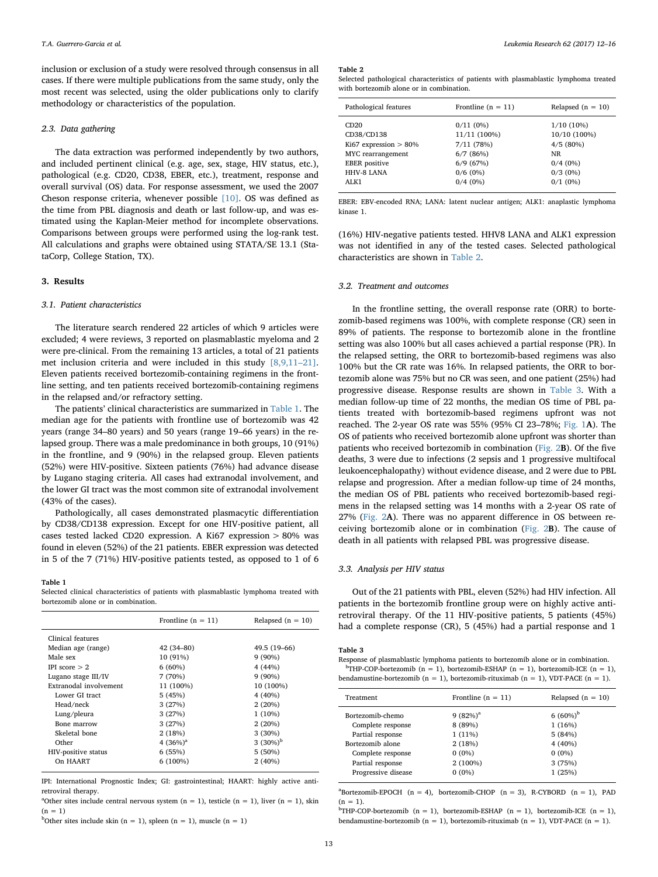inclusion or exclusion of a study were resolved through consensus in all cases. If there were multiple publications from the same study, only the most recent was selected, using the older publications only to clarify methodology or characteristics of the population.

### 2.3. Data gathering

The data extraction was performed independently by two authors, and included pertinent clinical (e.g. age, sex, stage, HIV status, etc.), pathological (e.g. CD20, CD38, EBER, etc.), treatment, response and overall survival (OS) data. For response assessment, we used the 2007 Cheson response criteria, whenever possible [10]. OS was defined as the time from PBL diagnosis and death or last follow-up, and was estimated using the Kaplan-Meier method for incomplete observations. Comparisons between groups were performed using the log-rank test. All calculations and graphs were obtained using STATA/SE 13.1 (StataCorp, College Station, TX).

## 3. Results

### 3.1. Patient characteristics

The literature search rendered 22 articles of which 9 articles were excluded; 4 were reviews, 3 reported on plasmablastic myeloma and 2 were pre-clinical. From the remaining 13 articles, a total of 21 patients met inclusion criteria and were included in this study [8,9,11–21]. Eleven patients received bortezomib-containing regimens in the frontline setting, and ten patients received bortezomib-containing regimens in the relapsed and/or refractory setting.

The patients' clinical characteristics are summarized in Table 1. The median age for the patients with frontline use of bortezomib was 42 years (range 34–80 years) and 50 years (range 19–66 years) in the relapsed group. There was a male predominance in both groups, 10 (91%) in the frontline, and 9 (90%) in the relapsed group. Eleven patients (52%) were HIV-positive. Sixteen patients (76%) had advance disease by Lugano staging criteria. All cases had extranodal involvement, and the lower GI tract was the most common site of extranodal involvement (43% of the cases).

Pathologically, all cases demonstrated plasmacytic differentiation by CD38/CD138 expression. Except for one HIV-positive patient, all cases tested lacked CD20 expression. A Ki67 expression > 80% was found in eleven (52%) of the 21 patients. EBER expression was detected in 5 of the 7 (71%) HIV-positive patients tested, as opposed to 1 of 6 (16%) HIV-negative patients tested. HHV8 LANA and ALK1 expression was not identified in any of the tested cases. Selected pathological characteristics are shown in Table 2.

**Table 1**
Selected clinical characteristics of patients with plasmablastic lymphoma treated with bortezomib alone or in combination.

| | Frontline (n = 11) | Relapsed (n = 10) |
|---|---|---|
| Clinical features | | |
| Median age (range) | 42 (34–80) | 49.5 (19–66) |
| Male sex | 10 (91%) | 9 (90%) |
| IPI score > 2 | 6 (60%) | 4 (44%) |
| Lugano stage III/IV | 7 (70%) | 9 (90%) |
| Extranodal involvement | 11 (100%) | 10 (100%) |
| Lower GI tract | 5 (45%) | 4 (40%) |
| Head/neck | 3 (27%) | 2 (20%) |
| Lung/pleura | 3 (27%) | 1 (10%) |
| Bone marrow | 3 (27%) | 2 (20%) |
| Skeletal bone | 2 (18%) | 3 (30%) |
| Other | 4 (36%)[a] | 3 (30%)[b] |
| HIV-positive status | 6 (55%) | 5 (50%) |
| On HAART | 6 (100%) | 2 (40%) |

IPI: International Prognostic Index; GI: gastrointestinal; HAART: highly active antiretroviral therapy.
[a]Other sites include central nervous system (n = 1), testicle (n = 1), liver (n = 1), skin (n = 1)
[b]Other sites include skin (n = 1), spleen (n = 1), muscle (n = 1)

**Table 2**
Selected pathological characteristics of patients with plasmablastic lymphoma treated with bortezomib alone or in combination.

| Pathological features | Frontline (n = 11) | Relapsed (n = 10) |
|---|---|---|
| CD20 | 0/11 (0%) | 1/10 (10%) |
| CD38/CD138 | 11/11 (100%) | 10/10 (100%) |
| Ki67 expression > 80% | 7/11 (78%) | 4/5 (80%) |
| MYC rearrangement | 6/7 (86%) | NR |
| EBER positive | 6/9 (67%) | 0/4 (0%) |
| HHV-8 LANA | 0/6 (0%) | 0/3 (0%) |
| ALK1 | 0/4 (0%) | 0/1 (0%) |

EBER: EBV-encoded RNA; LANA: latent nuclear antigen; ALK1: anaplastic lymphoma kinase 1.

### 3.2. Treatment and outcomes

In the frontline setting, the overall response rate (ORR) to bortezomib-based regimens was 100%, with complete response (CR) seen in 89% of patients. The response to bortezomib alone in the frontline setting was also 100% but all cases achieved a partial response (PR). In the relapsed setting, the ORR to bortezomib-based regimens was also 100% but the CR rate was 16%. In relapsed patients, the ORR to bortezomib alone was 75% but no CR was seen, and one patient (25%) had progressive disease. Response results are shown in Table 3. With a median follow-up time of 22 months, the median OS time of PBL patients treated with bortezomib-based regimens upfront was not reached. The 2-year OS rate was 55% (95% CI 23–78%; Fig. 1**A**). The OS of patients who received bortezomib alone upfront was shorter than patients who received bortezomib in combination (Fig. 2**B**). Of the five deaths, 3 were due to infections (2 sepsis and 1 progressive multifocal leukoencephalopathy) without evidence disease, and 2 were due to PBL relapse and progression. After a median follow-up time of 24 months, the median OS of PBL patients who received bortezomib-based regimens in the relapsed setting was 14 months with a 2-year OS rate of 27% (Fig. 2**A**). There was no apparent difference in OS between receiving bortezomib alone or in combination (Fig. 2**B**). The cause of death in all patients with relapsed PBL was progressive disease.

### 3.3. Analysis per HIV status

Out of the 21 patients with PBL, eleven (52%) had HIV infection. All patients in the bortezomib frontline group were on highly active antiretroviral therapy. Of the 11 HIV-positive patients, 5 patients (45%) had a complete response (CR), 5 (45%) had a partial response and 1

**Table 3**
Response of plasmablastic lymphoma patients to bortezomib alone or in combination.

| Treatment | Frontline (n = 11) | Relapsed (n = 10) |
|---|---|---|
| Bortezomib-chemo | 9 (82%)[a] | 6 (60%)[b] |
| Complete response | 8 (89%) | 1 (16%) |
| Partial response | 1 (11%) | 5 (84%) |
| Bortezomib alone | 2 (18%) | 4 (40%) |
| Complete response | 0 (0%) | 0 (0%) |
| Partial response | 2 (100%) | 3 (75%) |
| Progressive disease | 0 (0%) | 1 (25%) |

[a]Bortezomib-EPOCH (n = 4), bortezomib-CHOP (n = 3), R-CYBORD (n = 1), PAD (n = 1).
[b]THP-COP-bortezomib (n = 1), bortezomib-ESHAP (n = 1), bortezomib-ICE (n = 1), bendamustine-bortezomib (n = 1), bortezomib-rituximab (n = 1), VDT-PACE (n = 1).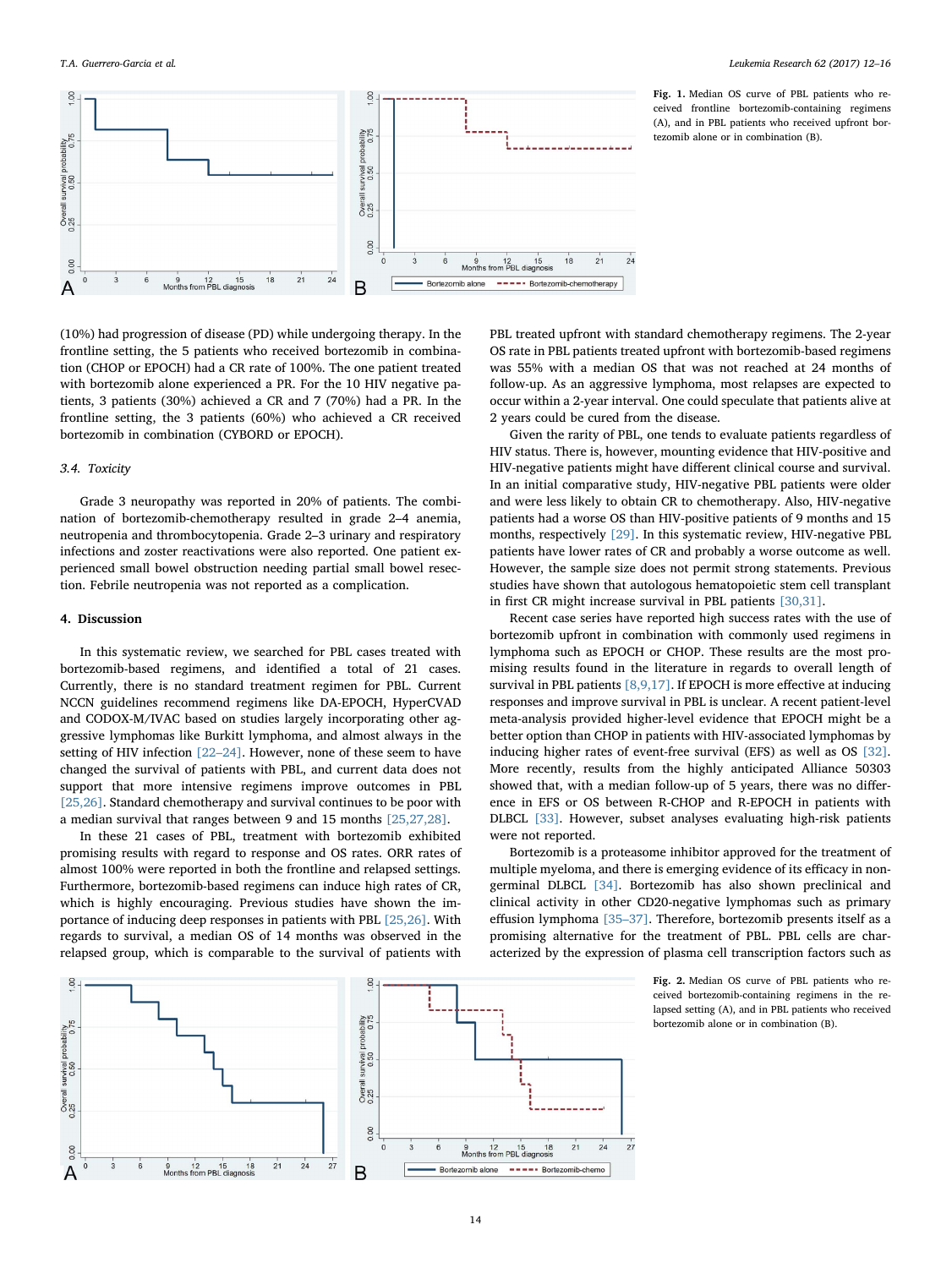Fig. 1. Median OS curve of PBL patients who received frontline bortezomib-containing regimens (A), and in PBL patients who received upfront bortezomib alone or in combination (B).

(10%) had progression of disease (PD) while undergoing therapy. In the frontline setting, the 5 patients who received bortezomib in combination (CHOP or EPOCH) had a CR rate of 100%. The one patient treated with bortezomib alone experienced a PR. For the 10 HIV negative patients, 3 patients (30%) achieved a CR and 7 (70%) had a PR. In the frontline setting, the 3 patients (60%) who achieved a CR received bortezomib in combination (CYBORD or EPOCH).

### 3.4. Toxicity

Grade 3 neuropathy was reported in 20% of patients. The combination of bortezomib-chemotherapy resulted in grade 2–4 anemia, neutropenia and thrombocytopenia. Grade 2–3 urinary and respiratory infections and zoster reactivations were also reported. One patient experienced small bowel obstruction needing partial small bowel resection. Febrile neutropenia was not reported as a complication.

## 4. Discussion

In this systematic review, we searched for PBL cases treated with bortezomib-based regimens, and identified a total of 21 cases. Currently, there is no standard treatment regimen for PBL. Current NCCN guidelines recommend regimens like DA-EPOCH, HyperCVAD and CODOX-M/IVAC based on studies largely incorporating other aggressive lymphomas like Burkitt lymphoma, and almost always in the setting of HIV infection [22–24]. However, none of these seem to have changed the survival of patients with PBL, and current data does not support that more intensive regimens improve outcomes in PBL [25,26]. Standard chemotherapy and survival continues to be poor with a median survival that ranges between 9 and 15 months [25,27,28].

In these 21 cases of PBL, treatment with bortezomib exhibited promising results with regard to response and OS rates. ORR rates of almost 100% were reported in both the frontline and relapsed settings. Furthermore, bortezomib-based regimens can induce high rates of CR, which is highly encouraging. Previous studies have shown the importance of inducing deep responses in patients with PBL [25,26]. With regards to survival, a median OS of 14 months was observed in the relapsed group, which is comparable to the survival of patients with PBL treated upfront with standard chemotherapy regimens. The 2-year OS rate in PBL patients treated upfront with bortezomib-based regimens was 55% with a median OS that was not reached at 24 months of follow-up. As an aggressive lymphoma, most relapses are expected to occur within a 2-year interval. One could speculate that patients alive at 2 years could be cured from the disease.

Given the rarity of PBL, one tends to evaluate patients regardless of HIV status. There is, however, mounting evidence that HIV-positive and HIV-negative patients might have different clinical course and survival. In an initial comparative study, HIV-negative PBL patients were older and were less likely to obtain CR to chemotherapy. Also, HIV-negative patients had a worse OS than HIV-positive patients of 9 months and 15 months, respectively [29]. In this systematic review, HIV-negative PBL patients have lower rates of CR and probably a worse outcome as well. However, the sample size does not permit strong statements. Previous studies have shown that autologous hematopoietic stem cell transplant in first CR might increase survival in PBL patients [30,31].

Recent case series have reported high success rates with the use of bortezomib upfront in combination with commonly used regimens in lymphoma such as EPOCH or CHOP. These results are the most promising results found in the literature in regards to overall length of survival in PBL patients [8,9,17]. If EPOCH is more effective at inducing responses and improve survival in PBL is unclear. A recent patient-level meta-analysis provided higher-level evidence that EPOCH might be a better option than CHOP in patients with HIV-associated lymphomas by inducing higher rates of event-free survival (EFS) as well as OS [32]. More recently, results from the highly anticipated Alliance 50303 showed that, with a median follow-up of 5 years, there was no difference in EFS or OS between R-CHOP and R-EPOCH in patients with DLBCL [33]. However, subset analyses evaluating high-risk patients were not reported.

Bortezomib is a proteasome inhibitor approved for the treatment of multiple myeloma, and there is emerging evidence of its efficacy in non-germinal DLBCL [34]. Bortezomib has also shown preclinical and clinical activity in other CD20-negative lymphomas such as primary effusion lymphoma [35–37]. Therefore, bortezomib presents itself as a promising alternative for the treatment of PBL. PBL cells are characterized by the expression of plasma cell transcription factors such as

Fig. 2. Median OS curve of PBL patients who received bortezomib-containing regimens in the relapsed setting (A), and in PBL patients who received bortezomib alone or in combination (B).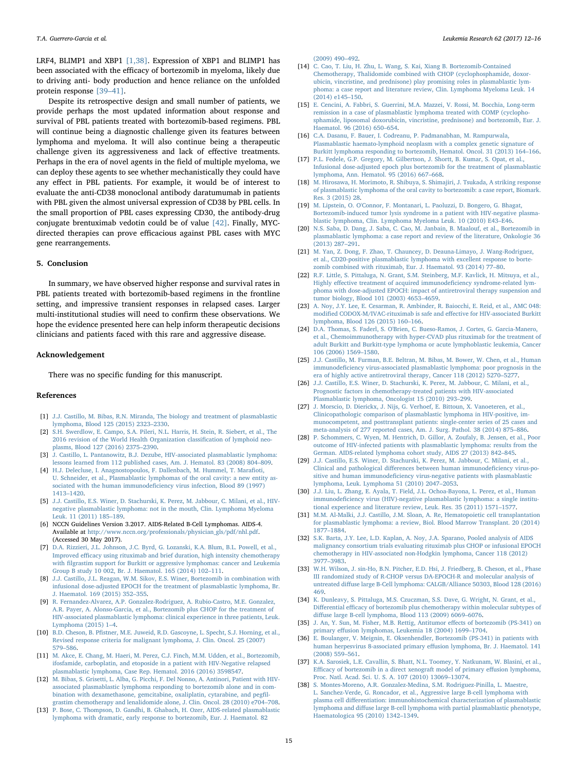LRF4, BLIMP1 and XBP1 [1,38]. Expression of XBP1 and BLIMP1 has been associated with the efficacy of bortezomib in myeloma, likely due to driving anti- body production and hence reliance on the unfolded protein response [39–41].

Despite its retrospective design and small number of patients, we provide perhaps the most updated information about response and survival of PBL patients treated with bortezomib-based regimens. PBL will continue being a diagnostic challenge given its features between lymphoma and myeloma. It will also continue being a therapeutic challenge given its aggressiveness and lack of effective treatments. Perhaps in the era of novel agents in the field of multiple myeloma, we can deploy these agents to see whether mechanistically they could have any effect in PBL patients. For example, it would be of interest to evaluate the anti-CD38 monoclonal antibody daratumumab in patients with PBL given the almost universal expression of CD38 by PBL cells. In the small proportion of PBL cases expressing CD30, the antibody-drug conjugate brentuximab vedotin could be of value [42]. Finally, MYC-directed therapies can prove efficacious against PBL cases with MYC gene rearrangements.

## 5. Conclusion

In summary, we have observed higher response and survival rates in PBL patients treated with bortezomib-based regimens in the frontline setting, and impressive transient responses in relapsed cases. Larger multi-institutional studies will need to confirm these observations. We hope the evidence presented here can help inform therapeutic decisions clinicians and patients faced with this rare and aggressive disease.

## Acknowledgement

There was no specific funding for this manuscript.

## References

[1] J.J. Castillo, M. Bibas, R.N. Miranda, The biology and treatment of plasmablastic lymphoma, Blood 125 (2015) 2323–2330.

[2] S.H. Swerdlow, E. Campo, S.A. Pileri, N.L. Harris, H. Stein, R. Siebert, et al., The 2016 revision of the World Health Organization classification of lymphoid neoplasms, Blood 127 (2016) 2375–2390.

[3] J. Castillo, L. Pantanowitz, B.J. Dezube, HIV-associated plasmablastic lymphoma: lessons learned from 112 published cases, Am. J. Hematol. 83 (2008) 804–809.

[4] H.J. Delecluse, I. Anagnostopoulos, F. Dallenbach, M. Hummel, T. Marafioti, U. Schneider, et al., Plasmablastic lymphomas of the oral cavity: a new entity associated with the human immunodeficiency virus infection, Blood 89 (1997) 1413–1420.

[5] J.J. Castillo, E.S. Winer, D. Stachurski, K. Perez, M. Jabbour, C. Milani, et al., HIV-negative plasmablastic lymphoma: not in the mouth, Clin. Lymphoma Myeloma Leuk. 11 (2011) 185–189.

[6] NCCN Guidelines Version 3.2017. AIDS-Related B-Cell Lymphomas. AIDS-4. Available at http://www.nccn.org/professionals/physician_gls/pdf/nhl.pdf. (Accessed 30 May 2017).

[7] D.A. Rizzieri, J.L. Johnson, J.C. Byrd, G. Lozanski, K.A. Blum, B.L. Powell, et al., Improved efficacy using rituximab and brief duration, high intensity chemotherapy with filgrastim support for Burkitt or aggressive lymphomas: cancer and Leukemia Group B study 10 002, Br. J. Haematol. 165 (2014) 102–111.

[8] J.J. Castillo, J.L. Reagan, W.M. Sikov, E.S. Winer, Bortezomib in combination with infusional dose-adjusted EPOCH for the treatment of plasmablastic lymphoma, Br. J. Haematol. 169 (2015) 352–355.

[9] R. Fernandez-Alvarez, A.P. Gonzalez-Rodriguez, A. Rubio-Castro, M.E. Gonzalez, A.R. Payer, A. Alonso-Garcia, et al., Bortezomib plus CHOP for the treatment of HIV-associated plasmablastic lymphoma: clinical experience in three patients, Leuk. Lymphoma (2015) 1–4.

[10] B.D. Cheson, B. Pfistner, M.E. Juweid, R.D. Gascoyne, L. Specht, S.J. Horning, et al., Revised response criteria for malignant lymphoma, J. Clin. Oncol. 25 (2007) 579–586.

[11] M. Akce, E. Chang, M. Haeri, M. Perez, C.J. Finch, M.M. Udden, et al., Bortezomib, ifosfamide, carboplatin, and etoposide in a patient with HIV-Negative relapsed plasmablastic lymphoma, Case Rep. Hematol. 2016 (2016) 3598547.

[12] M. Bibas, S. Grisetti, L. Alba, G. Picchi, F. Del Nonno, A. Antinori, Patient with HIV-associated plasmablastic lymphoma responding to bortezomib alone and in combination with dexamethasone, gemcitabine, oxaliplatin, cytarabine, and pegfilgrastim chemotherapy and lenalidomide alone, J. Clin. Oncol. 28 (2010) e704–708.

[13] P. Bose, C. Thompson, D. Gandhi, B. Ghabach, H. Ozer, AIDS-related plasmablastic lymphoma with dramatic, early response to bortezomib, Eur. J. Haematol. 82 (2009) 490–492.

[14] C. Cao, T. Liu, H. Zhu, L. Wang, S. Kai, Xiang B. Bortezomib-Contained Chemotherapy, Thalidomide combined with CHOP (cyclophosphamide, doxorubicin, vincristine, and prednisone) play promising roles in plasmablastic lymphoma: a case report and literature review, Clin. Lymphoma Myeloma Leuk. 14 (2014) e145–150.

[15] E. Cencini, A. Fabbri, S. Guerrini, M.A. Mazzei, V. Rossi, M. Bocchia, Long-term remission in a case of plasmablastic lymphoma treated with COMP (cyclophosphamide, liposomal doxorubicin, vincristine, prednisone) and bortezomib, Eur. J. Haematol. 96 (2016) 650–654.

[16] C.A. Dasanu, F. Bauer, I. Codreanu, P. Padmanabhan, M. Rampurwala, Plasmablastic haemato-lymphoid neoplasm with a complex genetic signature of Burkitt lymphoma responding to bortezomib, Hematol. Oncol. 31 (2013) 164–166.

[17] P.L. Fedele, G.P. Gregory, M. Gilbertson, J. Shortt, B. Kumar, S. Opat, et al., Infusional dose-adjusted epoch plus bortezomib for the treatment of plasmablastic lymphoma, Ann. Hematol. 95 (2016) 667–668.

[18] M. Hirosawa, H. Morimoto, R. Shibuya, S. Shimajiri, J. Tsukada, A striking response of plasmablastic lymphoma of the oral cavity to bortezomib: a case report, Biomark. Res. 3 (2015) 28.

[19] M. Lipstein, O. O'Connor, F. Montanari, L. Paoluzzi, D. Bongero, G. Bhagat, Bortezomib-induced tumor lysis syndrome in a patient with HIV-negative plasmablastic lymphoma, Clin. Lymphoma Myeloma Leuk. 10 (2010) E43–E46.

[20] N.S. Saba, D. Dang, J. Saba, C. Cao, M. Janbain, B. Maalouf, et al., Bortezomib in plasmablastic lymphoma: a case report and review of the literature, Onkologie 36 (2013) 287–291.

[21] M. Yan, Z. Dong, F. Zhao, T. Chauncey, D. Deauna-Limayo, J. Wang-Rodriguez, et al., CD20-positive plasmablastic lymphoma with excellent response to bortezomib combined with rituximab, Eur. J. Haematol. 93 (2014) 77–80.

[22] R.F. Little, S. Pittaluga, N. Grant, S.M. Steinberg, M.F. Kavlick, H. Mitsuya, et al., Highly effective treatment of acquired immunodeficiency syndrome-related lymphoma with dose-adjusted EPOCH: impact of antiretroviral therapy suspension and tumor biology, Blood 101 (2003) 4653–4659.

[23] A. Noy, J.Y. Lee, E. Cesarman, R. Ambinder, R. Baiocchi, E. Reid, et al., AMC 048: modified CODOX-M/IVAC-rituximab is safe and effective for HIV-associated Burkitt lymphoma, Blood 126 (2015) 160–166.

[24] D.A. Thomas, S. Faderl, S. O'Brien, C. Bueso-Ramos, J. Cortes, G. Garcia-Manero, et al., Chemoimmunotherapy with hyper-CVAD plus rituximab for the treatment of adult Burkitt and Burkitt-type lymphoma or acute lymphoblastic leukemia, Cancer 106 (2006) 1569–1580.

[25] J.J. Castillo, M. Furman, B.E. Beltran, M. Bibas, M. Bower, W. Chen, et al., Human immunodeficiency virus-associated plasmablastic lymphoma: poor prognosis in the era of highly active antiretroviral therapy, Cancer 118 (2012) 5270–5277.

[26] J.J. Castillo, E.S. Winer, D. Stachurski, K. Perez, M. Jabbour, C. Milani, et al., Prognostic factors in chemotherapy-treated patients with HIV-associated Plasmablastic lymphoma, Oncologist 15 (2010) 293–299.

[27] J. Morscio, D. Dierickx, J. Nijs, G. Verhoef, E. Bittoun, X. Vanoeteren, et al., Clinicopathologic comparison of plasmablastic lymphoma in HIV-positive, immunocompetent, and posttransplant patients: single-center series of 25 cases and meta-analysis of 277 reported cases, Am. J. Surg. Pathol. 38 (2014) 875–886.

[28] P. Schommers, C. Wyen, M. Hentrich, D. Gillor, A. Zoufaly, B. Jensen, et al., Poor outcome of HIV-infected patients with plasmablastic lymphoma: results from the German. AIDS-related lymphoma cohort study, AIDS 27 (2013) 842–845.

[29] J.J. Castillo, E.S. Winer, D. Stachurski, K. Perez, M. Jabbour, C. Milani, et al., Clinical and pathological differences between human immunodeficiency virus-positive and human immunodeficiency virus-negative patients with plasmablastic lymphoma, Leuk. Lymphoma 51 (2010) 2047–2053.

[30] J.J. Liu, L. Zhang, E. Ayala, T. Field, J.L. Ochoa-Bayona, L. Perez, et al., Human immunodeficiency virus (HIV)-negative plasmablastic lymphoma: a single institutional experience and literature review, Leuk. Res. 35 (2011) 1571–1577.

[31] M.M. Al-Malki, J.J. Castillo, J.M. Sloan, A. Re, Hematopoietic cell transplantation for plasmablastic lymphoma: a review, Biol. Blood Marrow Transplant. 20 (2014) 1877–1884.

[32] S.K. Barta, J.Y. Lee, L.D. Kaplan, A. Noy, J.A. Sparano, Pooled analysis of AIDS malignancy consortium trials evaluating rituximab plus CHOP or infusional EPOCH chemotherapy in HIV-associated non-Hodgkin lymphoma, Cancer 118 (2012) 3977–3983.

[33] W.H. Wilson, J. sin-Ho, B.N. Pitcher, E.D. Hsi, J. Friedberg, B. Cheson, et al., Phase III randomized study of R-CHOP versus DA-EPOCH-R and molecular analysis of untreated diffuse large B-cell lymphoma: CALGB/Alliance 50303, Blood 128 (2016) 469.

[34] K. Dunleavy, S. Pittaluga, M.S. Czuczman, S.S. Dave, G. Wright, N. Grant, et al., Differential efficacy of bortezomib plus chemotherapy within molecular subtypes of diffuse large B-cell lymphoma, Blood 113 (2009) 6069–6076.

[35] J. An, Y. Sun, M. Fisher, M.B. Rettig, Antitumor effects of bortezomib (PS-341) on primary effusion lymphomas, Leukemia 18 (2004) 1699–1704.

[36] E. Boulanger, V. Meignin, E. Oksenhendler, Bortezomib (PS-341) in patients with human herpesvirus 8-associated primary effusion lymphoma, Br. J. Haematol. 141 (2008) 559–561.

[37] K.A. Sarosiek, L.E. Cavallin, S. Bhatt, N.L. Toomey, Y. Natkunam, W. Blasini, et al., Efficacy of bortezomib in a direct xenograft model of primary effusion lymphoma, Proc. Natl. Acad. Sci. U. S. A. 107 (2010) 13069–13074.

[38] S. Montes-Moreno, A.R. Gonzalez-Medina, S.M. Rodriguez-Pinilla, L. Maestre, L. Sanchez-Verde, G. Roncador, et al., Aggressive large B-cell lymphoma with plasma cell differentiation: immunohistochemical characterization of plasmablastic lymphoma and diffuse large B-cell lymphoma with partial plasmablastic phenotype, Haematologica 95 (2010) 1342–1349.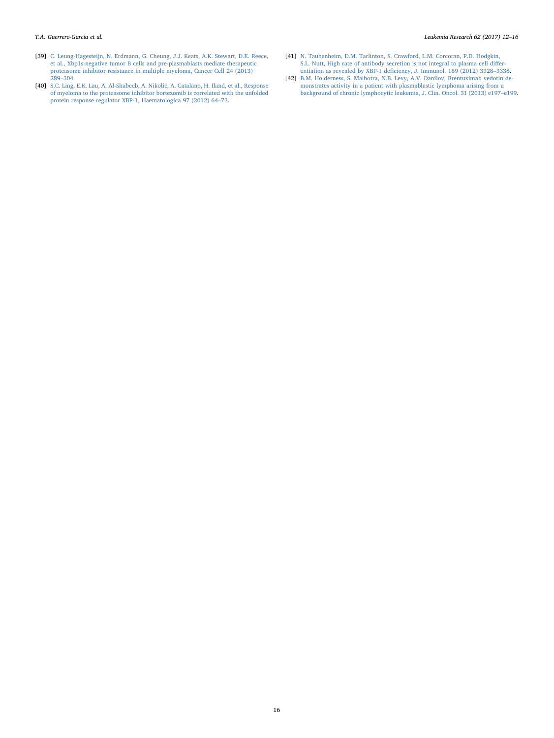[39] C. Leung-Hagesteijn, N. Erdmann, G. Cheung, J.J. Keats, A.K. Stewart, D.E. Reece, et al., Xbp1s-negative tumor B cells and pre-plasmablasts mediate therapeutic proteasome inhibitor resistance in multiple myeloma, Cancer Cell 24 (2013) 289–304.

[40] S.C. Ling, E.K. Lau, A. Al-Shabeeb, A. Nikolic, A. Catalano, H. Iland, et al., Response of myeloma to the proteasome inhibitor bortezomib is correlated with the unfolded protein response regulator XBP-1, Haematologica 97 (2012) 64–72.

[41] N. Taubenheim, D.M. Tarlinton, S. Crawford, L.M. Corcoran, P.D. Hodgkin, S.L. Nutt, High rate of antibody secretion is not integral to plasma cell differentiation as revealed by XBP-1 deficiency, J. Immunol. 189 (2012) 3328–3338.

[42] B.M. Holderness, S. Malhotra, N.B. Levy, A.V. Danilov, Brentuximab vedotin demonstrates activity in a patient with plasmablastic lymphoma arising from a background of chronic lymphocytic leukemia, J. Clin. Oncol. 31 (2013) e197–e199.